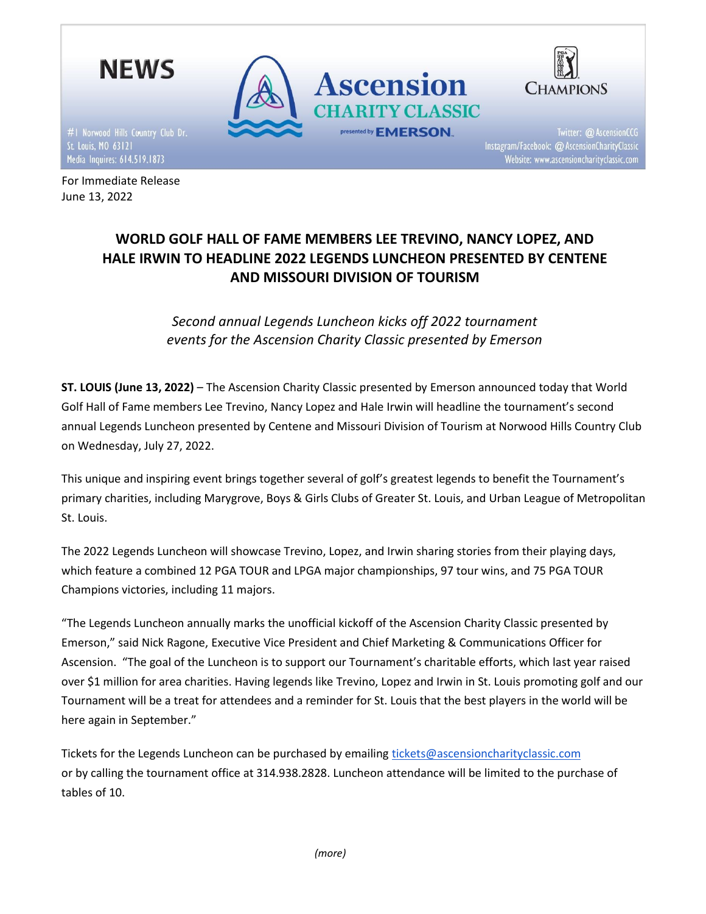NEWS

#1 Norwood Hills Country Club Dr.
St. Louis, MO 63121
Media Inquires: 614.519.1873

Ascension CHARITY CLASSIC presented by EMERSON

CHAMPIONS

Twitter: @AscensionCCG
Instagram/Facebook: @AscensionCharityClassic
Website: www.ascensioncharityclassic.com

For Immediate Release
June 13, 2022

# WORLD GOLF HALL OF FAME MEMBERS LEE TREVINO, NANCY LOPEZ, AND HALE IRWIN TO HEADLINE 2022 LEGENDS LUNCHEON PRESENTED BY CENTENE AND MISSOURI DIVISION OF TOURISM

*Second annual Legends Luncheon kicks off 2022 tournament events for the Ascension Charity Classic presented by Emerson*

**ST. LOUIS (June 13, 2022)** – The Ascension Charity Classic presented by Emerson announced today that World Golf Hall of Fame members Lee Trevino, Nancy Lopez and Hale Irwin will headline the tournament's second annual Legends Luncheon presented by Centene and Missouri Division of Tourism at Norwood Hills Country Club on Wednesday, July 27, 2022.

This unique and inspiring event brings together several of golf's greatest legends to benefit the Tournament's primary charities, including Marygrove, Boys & Girls Clubs of Greater St. Louis, and Urban League of Metropolitan St. Louis.

The 2022 Legends Luncheon will showcase Trevino, Lopez, and Irwin sharing stories from their playing days, which feature a combined 12 PGA TOUR and LPGA major championships, 97 tour wins, and 75 PGA TOUR Champions victories, including 11 majors.

"The Legends Luncheon annually marks the unofficial kickoff of the Ascension Charity Classic presented by Emerson," said Nick Ragone, Executive Vice President and Chief Marketing & Communications Officer for Ascension. "The goal of the Luncheon is to support our Tournament's charitable efforts, which last year raised over $1 million for area charities. Having legends like Trevino, Lopez and Irwin in St. Louis promoting golf and our Tournament will be a treat for attendees and a reminder for St. Louis that the best players in the world will be here again in September."

Tickets for the Legends Luncheon can be purchased by emailing tickets@ascensioncharityclassic.com or by calling the tournament office at 314.938.2828. Luncheon attendance will be limited to the purchase of tables of 10.

*(more)*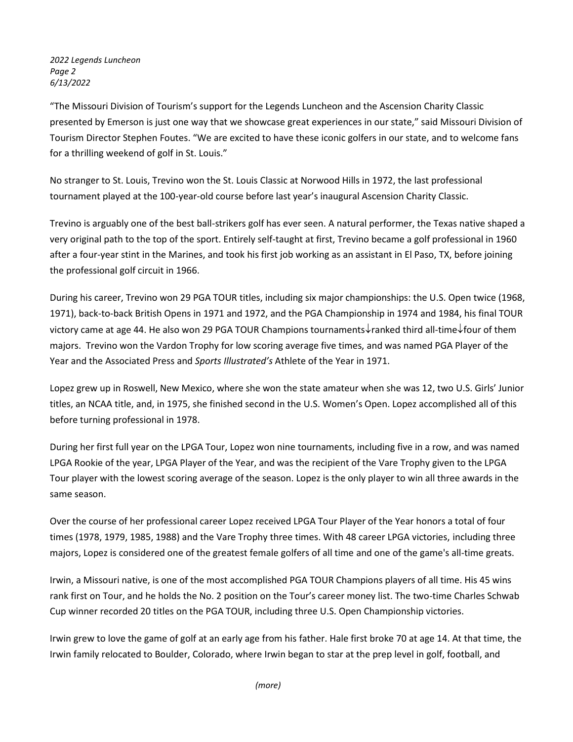"The Missouri Division of Tourism's support for the Legends Luncheon and the Ascension Charity Classic presented by Emerson is just one way that we showcase great experiences in our state," said Missouri Division of Tourism Director Stephen Foutes. "We are excited to have these iconic golfers in our state, and to welcome fans for a thrilling weekend of golf in St. Louis."

No stranger to St. Louis, Trevino won the St. Louis Classic at Norwood Hills in 1972, the last professional tournament played at the 100-year-old course before last year's inaugural Ascension Charity Classic.

Trevino is arguably one of the best ball-strikers golf has ever seen. A natural performer, the Texas native shaped a very original path to the top of the sport. Entirely self-taught at first, Trevino became a golf professional in 1960 after a four-year stint in the Marines, and took his first job working as an assistant in El Paso, TX, before joining the professional golf circuit in 1966.

During his career, Trevino won 29 PGA TOUR titles, including six major championships: the U.S. Open twice (1968, 1971), back-to-back British Opens in 1971 and 1972, and the PGA Championship in 1974 and 1984, his final TOUR victory came at age 44. He also won 29 PGA TOUR Champions tournaments↓ranked third all-time↓four of them majors. Trevino won the Vardon Trophy for low scoring average five times, and was named PGA Player of the Year and the Associated Press and *Sports Illustrated's* Athlete of the Year in 1971.

Lopez grew up in Roswell, New Mexico, where she won the state amateur when she was 12, two U.S. Girls' Junior titles, an NCAA title, and, in 1975, she finished second in the U.S. Women's Open. Lopez accomplished all of this before turning professional in 1978.

During her first full year on the LPGA Tour, Lopez won nine tournaments, including five in a row, and was named LPGA Rookie of the year, LPGA Player of the Year, and was the recipient of the Vare Trophy given to the LPGA Tour player with the lowest scoring average of the season. Lopez is the only player to win all three awards in the same season.

Over the course of her professional career Lopez received LPGA Tour Player of the Year honors a total of four times (1978, 1979, 1985, 1988) and the Vare Trophy three times. With 48 career LPGA victories, including three majors, Lopez is considered one of the greatest female golfers of all time and one of the game's all-time greats.

Irwin, a Missouri native, is one of the most accomplished PGA TOUR Champions players of all time. His 45 wins rank first on Tour, and he holds the No. 2 position on the Tour's career money list. The two-time Charles Schwab Cup winner recorded 20 titles on the PGA TOUR, including three U.S. Open Championship victories.

Irwin grew to love the game of golf at an early age from his father. Hale first broke 70 at age 14. At that time, the Irwin family relocated to Boulder, Colorado, where Irwin began to star at the prep level in golf, football, and

*(more)*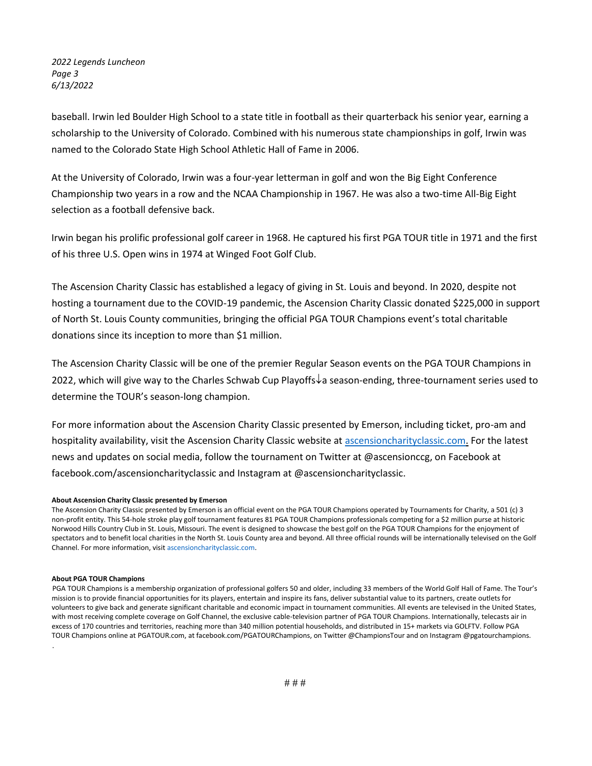baseball. Irwin led Boulder High School to a state title in football as their quarterback his senior year, earning a scholarship to the University of Colorado. Combined with his numerous state championships in golf, Irwin was named to the Colorado State High School Athletic Hall of Fame in 2006.

At the University of Colorado, Irwin was a four-year letterman in golf and won the Big Eight Conference Championship two years in a row and the NCAA Championship in 1967. He was also a two-time All-Big Eight selection as a football defensive back.

Irwin began his prolific professional golf career in 1968. He captured his first PGA TOUR title in 1971 and the first of his three U.S. Open wins in 1974 at Winged Foot Golf Club.

The Ascension Charity Classic has established a legacy of giving in St. Louis and beyond. In 2020, despite not hosting a tournament due to the COVID-19 pandemic, the Ascension Charity Classic donated $225,000 in support of North St. Louis County communities, bringing the official PGA TOUR Champions event's total charitable donations since its inception to more than $1 million.

The Ascension Charity Classic will be one of the premier Regular Season events on the PGA TOUR Champions in 2022, which will give way to the Charles Schwab Cup Playoffs↓a season-ending, three-tournament series used to determine the TOUR's season-long champion.

For more information about the Ascension Charity Classic presented by Emerson, including ticket, pro-am and hospitality availability, visit the Ascension Charity Classic website at ascensioncharityclassic.com. For the latest news and updates on social media, follow the tournament on Twitter at @ascensionccg, on Facebook at facebook.com/ascensioncharityclassic and Instagram at @ascensioncharityclassic.

**About Ascension Charity Classic presented by Emerson**

The Ascension Charity Classic presented by Emerson is an official event on the PGA TOUR Champions operated by Tournaments for Charity, a 501 (c) 3 non-profit entity. This 54-hole stroke play golf tournament features 81 PGA TOUR Champions professionals competing for a $2 million purse at historic Norwood Hills Country Club in St. Louis, Missouri. The event is designed to showcase the best golf on the PGA TOUR Champions for the enjoyment of spectators and to benefit local charities in the North St. Louis County area and beyond. All three official rounds will be internationally televised on the Golf Channel. For more information, visit ascensioncharityclassic.com.

**About PGA TOUR Champions**

PGA TOUR Champions is a membership organization of professional golfers 50 and older, including 33 members of the World Golf Hall of Fame. The Tour's mission is to provide financial opportunities for its players, entertain and inspire its fans, deliver substantial value to its partners, create outlets for volunteers to give back and generate significant charitable and economic impact in tournament communities. All events are televised in the United States, with most receiving complete coverage on Golf Channel, the exclusive cable-television partner of PGA TOUR Champions. Internationally, telecasts air in excess of 170 countries and territories, reaching more than 340 million potential households, and distributed in 15+ markets via GOLFTV. Follow PGA TOUR Champions online at PGATOUR.com, at facebook.com/PGATOURChampions, on Twitter @ChampionsTour and on Instagram @pgatourchampions.

# # #